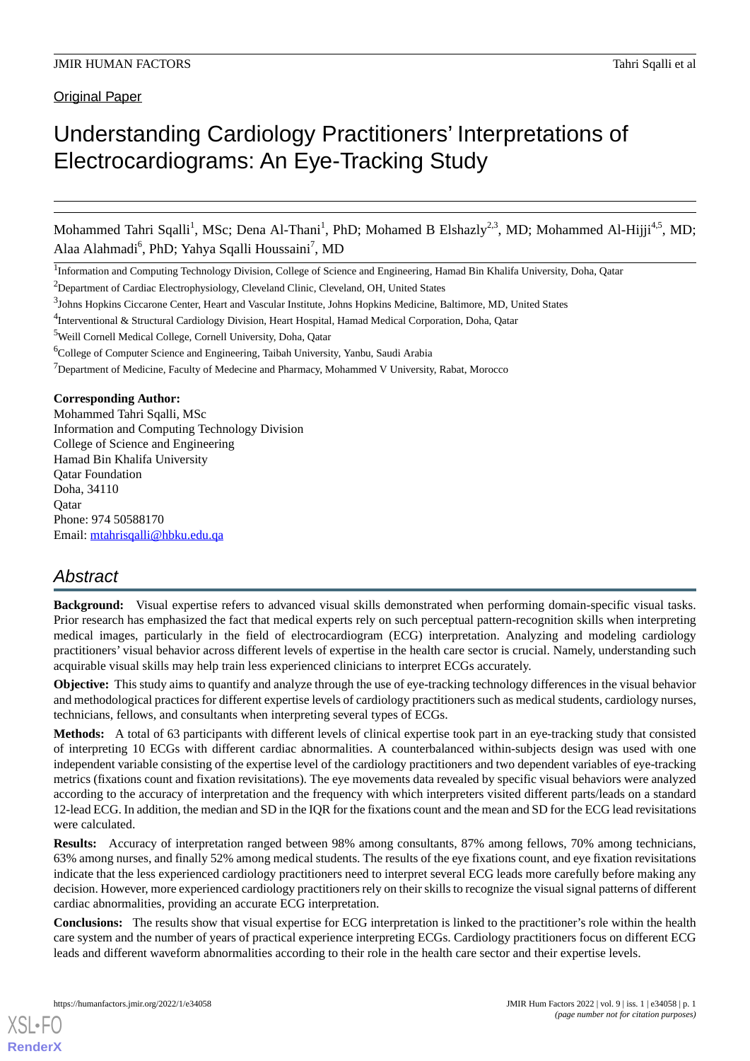Original Paper

# Understanding Cardiology Practitioners' Interpretations of Electrocardiograms: An Eye-Tracking Study

Mohammed Tahri Sqalli[1], MSc; Dena Al-Thani[1], PhD; Mohamed B Elshazly[2,3], MD; Mohammed Al-Hijji[4,5], MD; Alaa Alahmadi[6], PhD; Yahya Sqalli Houssaini[7], MD

[1]Information and Computing Technology Division, College of Science and Engineering, Hamad Bin Khalifa University, Doha, Qatar

[2]Department of Cardiac Electrophysiology, Cleveland Clinic, Cleveland, OH, United States

[3]Johns Hopkins Ciccarone Center, Heart and Vascular Institute, Johns Hopkins Medicine, Baltimore, MD, United States

[4]Interventional & Structural Cardiology Division, Heart Hospital, Hamad Medical Corporation, Doha, Qatar

[5]Weill Cornell Medical College, Cornell University, Doha, Qatar

[6]College of Computer Science and Engineering, Taibah University, Yanbu, Saudi Arabia

[7]Department of Medicine, Faculty of Medecine and Pharmacy, Mohammed V University, Rabat, Morocco

**Corresponding Author:**
Mohammed Tahri Sqalli, MSc
Information and Computing Technology Division
College of Science and Engineering
Hamad Bin Khalifa University
Qatar Foundation
Doha, 34110
Qatar
Phone: 974 50588170
Email: mtahrisqalli@hbku.edu.qa

## Abstract

**Background:** Visual expertise refers to advanced visual skills demonstrated when performing domain-specific visual tasks. Prior research has emphasized the fact that medical experts rely on such perceptual pattern-recognition skills when interpreting medical images, particularly in the field of electrocardiogram (ECG) interpretation. Analyzing and modeling cardiology practitioners' visual behavior across different levels of expertise in the health care sector is crucial. Namely, understanding such acquirable visual skills may help train less experienced clinicians to interpret ECGs accurately.

**Objective:** This study aims to quantify and analyze through the use of eye-tracking technology differences in the visual behavior and methodological practices for different expertise levels of cardiology practitioners such as medical students, cardiology nurses, technicians, fellows, and consultants when interpreting several types of ECGs.

**Methods:** A total of 63 participants with different levels of clinical expertise took part in an eye-tracking study that consisted of interpreting 10 ECGs with different cardiac abnormalities. A counterbalanced within-subjects design was used with one independent variable consisting of the expertise level of the cardiology practitioners and two dependent variables of eye-tracking metrics (fixations count and fixation revisitations). The eye movements data revealed by specific visual behaviors were analyzed according to the accuracy of interpretation and the frequency with which interpreters visited different parts/leads on a standard 12-lead ECG. In addition, the median and SD in the IQR for the fixations count and the mean and SD for the ECG lead revisitations were calculated.

**Results:** Accuracy of interpretation ranged between 98% among consultants, 87% among fellows, 70% among technicians, 63% among nurses, and finally 52% among medical students. The results of the eye fixations count, and eye fixation revisitations indicate that the less experienced cardiology practitioners need to interpret several ECG leads more carefully before making any decision. However, more experienced cardiology practitioners rely on their skills to recognize the visual signal patterns of different cardiac abnormalities, providing an accurate ECG interpretation.

**Conclusions:** The results show that visual expertise for ECG interpretation is linked to the practitioner's role within the health care system and the number of years of practical experience interpreting ECGs. Cardiology practitioners focus on different ECG leads and different waveform abnormalities according to their role in the health care sector and their expertise levels.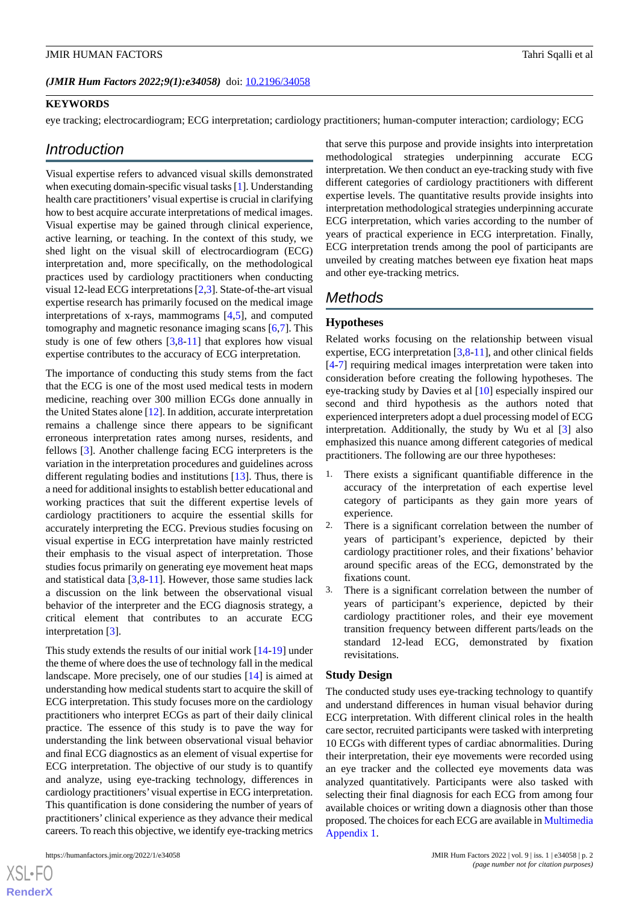*(JMIR Hum Factors 2022;9(1):e34058)* doi: 10.2196/34058

**KEYWORDS**

eye tracking; electrocardiogram; ECG interpretation; cardiology practitioners; human-computer interaction; cardiology; ECG

## Introduction

Visual expertise refers to advanced visual skills demonstrated when executing domain-specific visual tasks [1]. Understanding health care practitioners' visual expertise is crucial in clarifying how to best acquire accurate interpretations of medical images. Visual expertise may be gained through clinical experience, active learning, or teaching. In the context of this study, we shed light on the visual skill of electrocardiogram (ECG) interpretation and, more specifically, on the methodological practices used by cardiology practitioners when conducting visual 12-lead ECG interpretations [2,3]. State-of-the-art visual expertise research has primarily focused on the medical image interpretations of x-rays, mammograms [4,5], and computed tomography and magnetic resonance imaging scans [6,7]. This study is one of few others [3,8-11] that explores how visual expertise contributes to the accuracy of ECG interpretation.

The importance of conducting this study stems from the fact that the ECG is one of the most used medical tests in modern medicine, reaching over 300 million ECGs done annually in the United States alone [12]. In addition, accurate interpretation remains a challenge since there appears to be significant erroneous interpretation rates among nurses, residents, and fellows [3]. Another challenge facing ECG interpreters is the variation in the interpretation procedures and guidelines across different regulating bodies and institutions [13]. Thus, there is a need for additional insights to establish better educational and working practices that suit the different expertise levels of cardiology practitioners to acquire the essential skills for accurately interpreting the ECG. Previous studies focusing on visual expertise in ECG interpretation have mainly restricted their emphasis to the visual aspect of interpretation. Those studies focus primarily on generating eye movement heat maps and statistical data [3,8-11]. However, those same studies lack a discussion on the link between the observational visual behavior of the interpreter and the ECG diagnosis strategy, a critical element that contributes to an accurate ECG interpretation [3].

This study extends the results of our initial work [14-19] under the theme of where does the use of technology fall in the medical landscape. More precisely, one of our studies [14] is aimed at understanding how medical students start to acquire the skill of ECG interpretation. This study focuses more on the cardiology practitioners who interpret ECGs as part of their daily clinical practice. The essence of this study is to pave the way for understanding the link between observational visual behavior and final ECG diagnostics as an element of visual expertise for ECG interpretation. The objective of our study is to quantify and analyze, using eye-tracking technology, differences in cardiology practitioners' visual expertise in ECG interpretation. This quantification is done considering the number of years of practitioners' clinical experience as they advance their medical careers. To reach this objective, we identify eye-tracking metrics that serve this purpose and provide insights into interpretation methodological strategies underpinning accurate ECG interpretation. We then conduct an eye-tracking study with five different categories of cardiology practitioners with different expertise levels. The quantitative results provide insights into interpretation methodological strategies underpinning accurate ECG interpretation, which varies according to the number of years of practical experience in ECG interpretation. Finally, ECG interpretation trends among the pool of participants are unveiled by creating matches between eye fixation heat maps and other eye-tracking metrics.

## Methods

### Hypotheses

Related works focusing on the relationship between visual expertise, ECG interpretation [3,8-11], and other clinical fields [4-7] requiring medical images interpretation were taken into consideration before creating the following hypotheses. The eye-tracking study by Davies et al [10] especially inspired our second and third hypothesis as the authors noted that experienced interpreters adopt a duel processing model of ECG interpretation. Additionally, the study by Wu et al [3] also emphasized this nuance among different categories of medical practitioners. The following are our three hypotheses:

1. There exists a significant quantifiable difference in the accuracy of the interpretation of each expertise level category of participants as they gain more years of experience.
2. There is a significant correlation between the number of years of participant's experience, depicted by their cardiology practitioner roles, and their fixations' behavior around specific areas of the ECG, demonstrated by the fixations count.
3. There is a significant correlation between the number of years of participant's experience, depicted by their cardiology practitioner roles, and their eye movement transition frequency between different parts/leads on the standard 12-lead ECG, demonstrated by fixation revisitations.

### Study Design

The conducted study uses eye-tracking technology to quantify and understand differences in human visual behavior during ECG interpretation. With different clinical roles in the health care sector, recruited participants were tasked with interpreting 10 ECGs with different types of cardiac abnormalities. During their interpretation, their eye movements were recorded using an eye tracker and the collected eye movements data was analyzed quantitatively. Participants were also tasked with selecting their final diagnosis for each ECG from among four available choices or writing down a diagnosis other than those proposed. The choices for each ECG are available in Multimedia Appendix 1.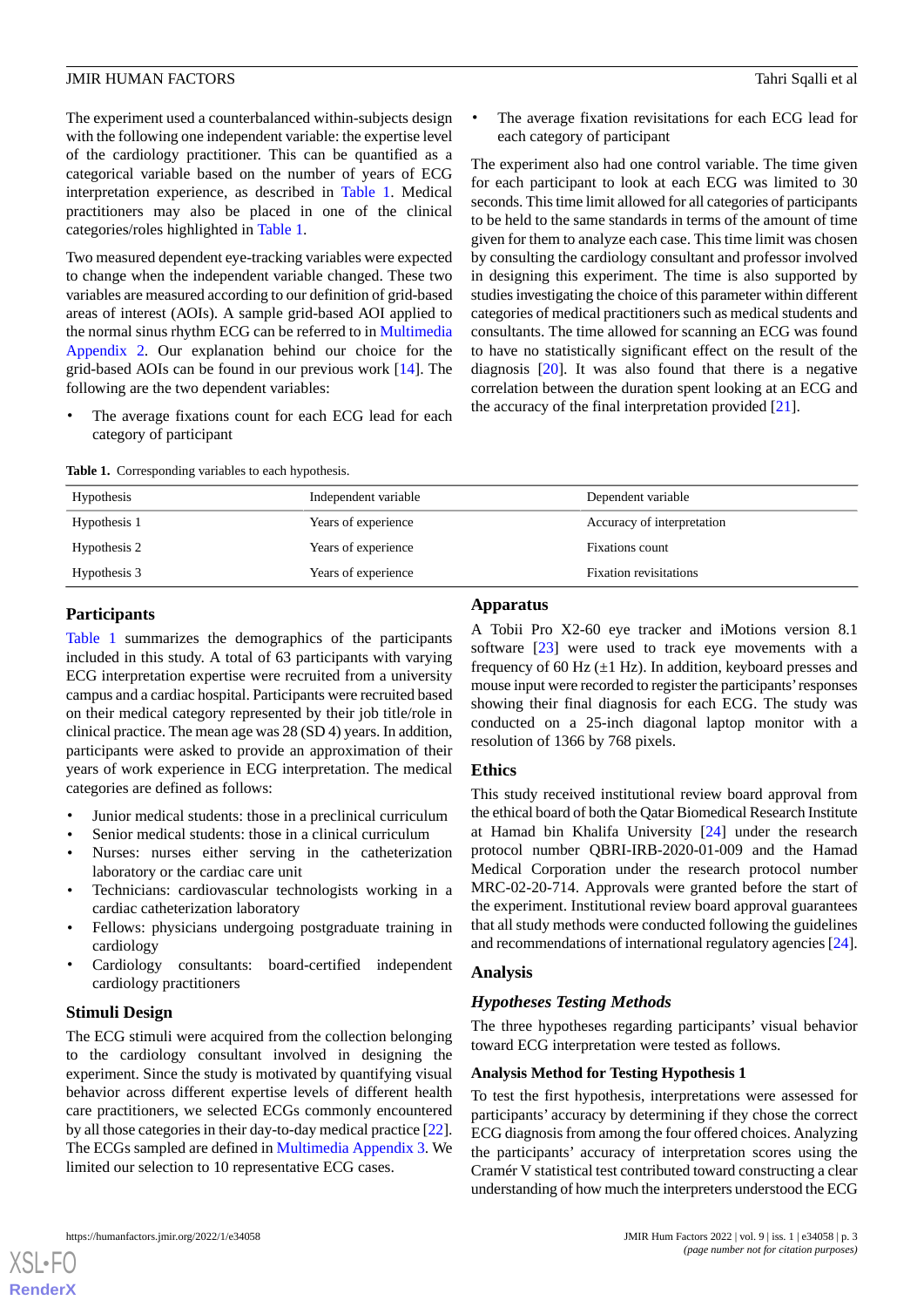The experiment used a counterbalanced within-subjects design with the following one independent variable: the expertise level of the cardiology practitioner. This can be quantified as a categorical variable based on the number of years of ECG interpretation experience, as described in Table 1. Medical practitioners may also be placed in one of the clinical categories/roles highlighted in Table 1.

Two measured dependent eye-tracking variables were expected to change when the independent variable changed. These two variables are measured according to our definition of grid-based areas of interest (AOIs). A sample grid-based AOI applied to the normal sinus rhythm ECG can be referred to in Multimedia Appendix 2. Our explanation behind our choice for the grid-based AOIs can be found in our previous work [14]. The following are the two dependent variables:

- The average fixations count for each ECG lead for each category of participant
- The average fixation revisitations for each ECG lead for each category of participant

The experiment also had one control variable. The time given for each participant to look at each ECG was limited to 30 seconds. This time limit allowed for all categories of participants to be held to the same standards in terms of the amount of time given for them to analyze each case. This time limit was chosen by consulting the cardiology consultant and professor involved in designing this experiment. The time is also supported by studies investigating the choice of this parameter within different categories of medical practitioners such as medical students and consultants. The time allowed for scanning an ECG was found to have no statistically significant effect on the result of the diagnosis [20]. It was also found that there is a negative correlation between the duration spent looking at an ECG and the accuracy of the final interpretation provided [21].

**Table 1.** Corresponding variables to each hypothesis.

| Hypothesis | Independent variable | Dependent variable |
|---|---|---|
| Hypothesis 1 | Years of experience | Accuracy of interpretation |
| Hypothesis 2 | Years of experience | Fixations count |
| Hypothesis 3 | Years of experience | Fixation revisitations |

## Participants

Table 1 summarizes the demographics of the participants included in this study. A total of 63 participants with varying ECG interpretation expertise were recruited from a university campus and a cardiac hospital. Participants were recruited based on their medical category represented by their job title/role in clinical practice. The mean age was 28 (SD 4) years. In addition, participants were asked to provide an approximation of their years of work experience in ECG interpretation. The medical categories are defined as follows:

- Junior medical students: those in a preclinical curriculum
- Senior medical students: those in a clinical curriculum
- Nurses: nurses either serving in the catheterization laboratory or the cardiac care unit
- Technicians: cardiovascular technologists working in a cardiac catheterization laboratory
- Fellows: physicians undergoing postgraduate training in cardiology
- Cardiology consultants: board-certified independent cardiology practitioners

## Stimuli Design

The ECG stimuli were acquired from the collection belonging to the cardiology consultant involved in designing the experiment. Since the study is motivated by quantifying visual behavior across different expertise levels of different health care practitioners, we selected ECGs commonly encountered by all those categories in their day-to-day medical practice [22]. The ECGs sampled are defined in Multimedia Appendix 3. We limited our selection to 10 representative ECG cases.

## Apparatus

A Tobii Pro X2-60 eye tracker and iMotions version 8.1 software [23] were used to track eye movements with a frequency of 60 Hz (±1 Hz). In addition, keyboard presses and mouse input were recorded to register the participants' responses showing their final diagnosis for each ECG. The study was conducted on a 25-inch diagonal laptop monitor with a resolution of 1366 by 768 pixels.

## Ethics

This study received institutional review board approval from the ethical board of both the Qatar Biomedical Research Institute at Hamad bin Khalifa University [24] under the research protocol number QBRI-IRB-2020-01-009 and the Hamad Medical Corporation under the research protocol number MRC-02-20-714. Approvals were granted before the start of the experiment. Institutional review board approval guarantees that all study methods were conducted following the guidelines and recommendations of international regulatory agencies [24].

## Analysis

### *Hypotheses Testing Methods*

The three hypotheses regarding participants' visual behavior toward ECG interpretation were tested as follows.

#### Analysis Method for Testing Hypothesis 1

To test the first hypothesis, interpretations were assessed for participants' accuracy by determining if they chose the correct ECG diagnosis from among the four offered choices. Analyzing the participants' accuracy of interpretation scores using the Cramér V statistical test contributed toward constructing a clear understanding of how much the interpreters understood the ECG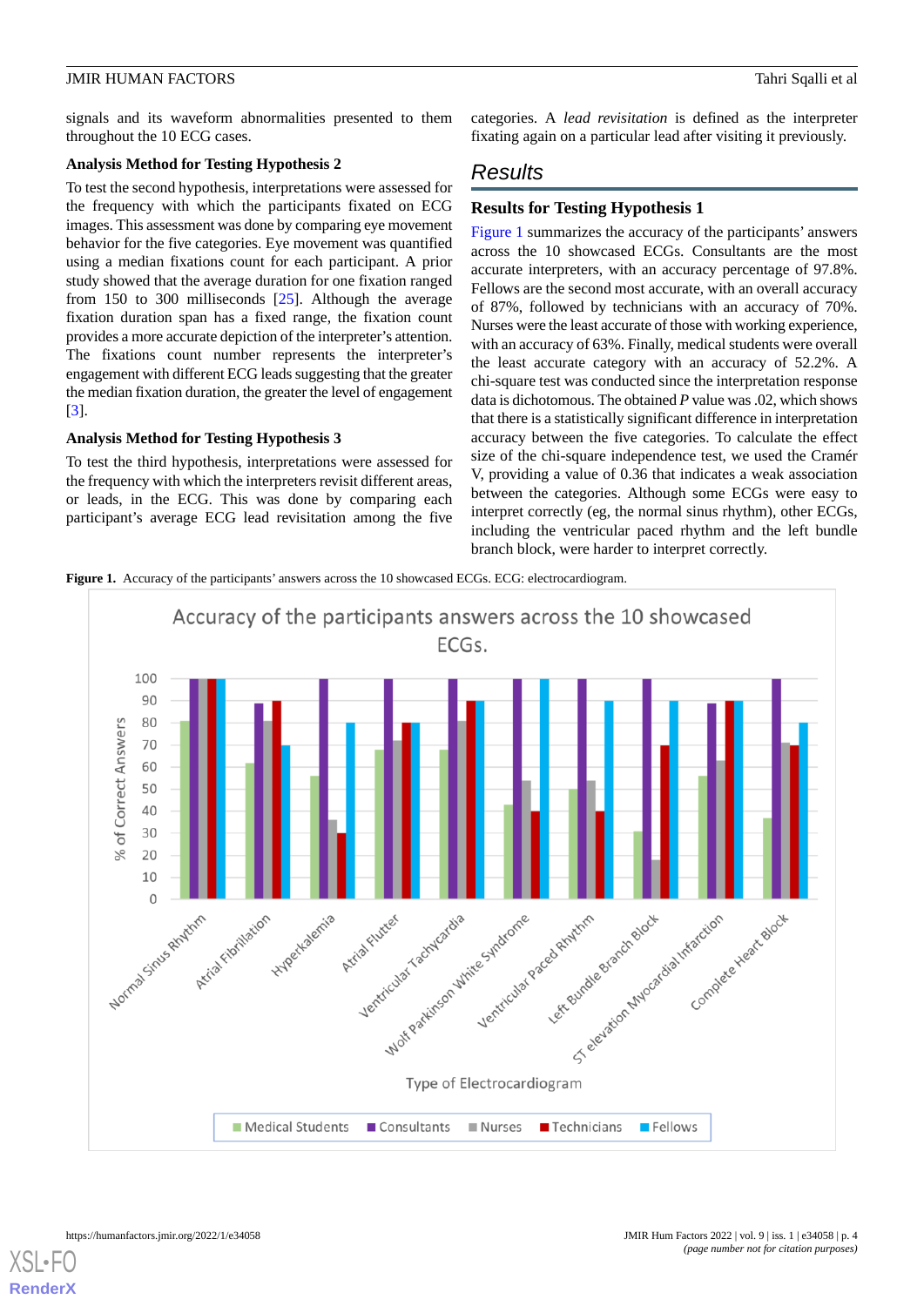signals and its waveform abnormalities presented to them throughout the 10 ECG cases.

### Analysis Method for Testing Hypothesis 2

To test the second hypothesis, interpretations were assessed for the frequency with which the participants fixated on ECG images. This assessment was done by comparing eye movement behavior for the five categories. Eye movement was quantified using a median fixations count for each participant. A prior study showed that the average duration for one fixation ranged from 150 to 300 milliseconds [25]. Although the average fixation duration span has a fixed range, the fixation count provides a more accurate depiction of the interpreter's attention. The fixations count number represents the interpreter's engagement with different ECG leads suggesting that the greater the median fixation duration, the greater the level of engagement [3].

### Analysis Method for Testing Hypothesis 3

To test the third hypothesis, interpretations were assessed for the frequency with which the interpreters revisit different areas, or leads, in the ECG. This was done by comparing each participant's average ECG lead revisitation among the five categories. A *lead revisitation* is defined as the interpreter fixating again on a particular lead after visiting it previously.

## Results

### Results for Testing Hypothesis 1

Figure 1 summarizes the accuracy of the participants' answers across the 10 showcased ECGs. Consultants are the most accurate interpreters, with an accuracy percentage of 97.8%. Fellows are the second most accurate, with an overall accuracy of 87%, followed by technicians with an accuracy of 70%. Nurses were the least accurate of those with working experience, with an accuracy of 63%. Finally, medical students were overall the least accurate category with an accuracy of 52.2%. A chi-square test was conducted since the interpretation response data is dichotomous. The obtained *P* value was .02, which shows that there is a statistically significant difference in interpretation accuracy between the five categories. To calculate the effect size of the chi-square independence test, we used the Cramér V, providing a value of 0.36 that indicates a weak association between the categories. Although some ECGs were easy to interpret correctly (eg, the normal sinus rhythm), other ECGs, including the ventricular paced rhythm and the left bundle branch block, were harder to interpret correctly.

**Figure 1.** Accuracy of the participants' answers across the 10 showcased ECGs. ECG: electrocardiogram.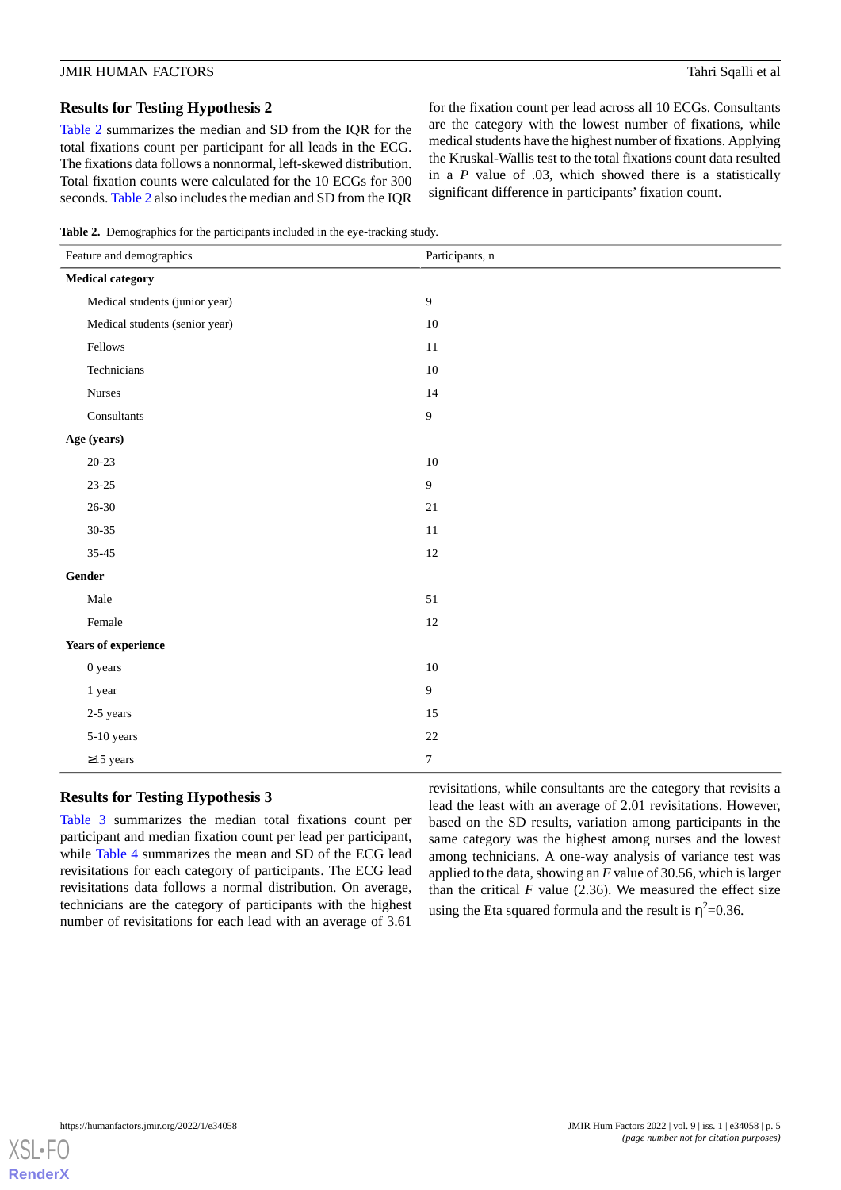## Results for Testing Hypothesis 2

Table 2 summarizes the median and SD from the IQR for the total fixations count per participant for all leads in the ECG. The fixations data follows a nonnormal, left-skewed distribution. Total fixation counts were calculated for the 10 ECGs for 300 seconds. Table 2 also includes the median and SD from the IQR for the fixation count per lead across all 10 ECGs. Consultants are the category with the lowest number of fixations, while medical students have the highest number of fixations. Applying the Kruskal-Wallis test to the total fixations count data resulted in a *P* value of .03, which showed there is a statistically significant difference in participants' fixation count.

**Table 2.** Demographics for the participants included in the eye-tracking study.

| Feature and demographics | Participants, n |
|---|---|
| **Medical category** | |
| Medical students (junior year) | 9 |
| Medical students (senior year) | 10 |
| Fellows | 11 |
| Technicians | 10 |
| Nurses | 14 |
| Consultants | 9 |
| **Age (years)** | |
| 20-23 | 10 |
| 23-25 | 9 |
| 26-30 | 21 |
| 30-35 | 11 |
| 35-45 | 12 |
| **Gender** | |
| Male | 51 |
| Female | 12 |
| **Years of experience** | |
| 0 years | 10 |
| 1 year | 9 |
| 2-5 years | 15 |
| 5-10 years | 22 |
| ≥15 years | 7 |

## Results for Testing Hypothesis 3

Table 3 summarizes the median total fixations count per participant and median fixation count per lead per participant, while Table 4 summarizes the mean and SD of the ECG lead revisitations for each category of participants. The ECG lead revisitations data follows a normal distribution. On average, technicians are the category of participants with the highest number of revisitations for each lead with an average of 3.61 revisitations, while consultants are the category that revisits a lead the least with an average of 2.01 revisitations. However, based on the SD results, variation among participants in the same category was the highest among nurses and the lowest among technicians. A one-way analysis of variance test was applied to the data, showing an *F* value of 30.56, which is larger than the critical *F* value (2.36). We measured the effect size using the Eta squared formula and the result is $\eta^2$=0.36.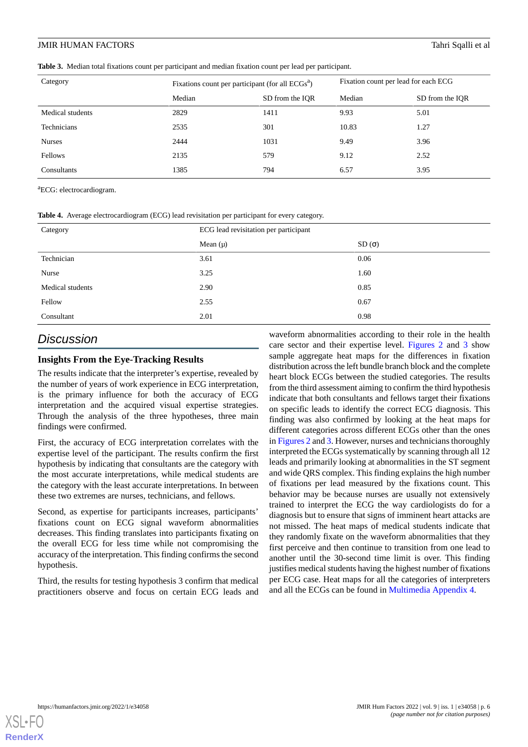**Table 3.** Median total fixations count per participant and median fixation count per lead per participant.

| Category | Fixations count per participant (for all ECGs[a]) | | Fixation count per lead for each ECG | |
|---|---|---|---|---|
| | Median | SD from the IQR | Median | SD from the IQR |
| Medical students | 2829 | 1411 | 9.93 | 5.01 |
| Technicians | 2535 | 301 | 10.83 | 1.27 |
| Nurses | 2444 | 1031 | 9.49 | 3.96 |
| Fellows | 2135 | 579 | 9.12 | 2.52 |
| Consultants | 1385 | 794 | 6.57 | 3.95 |

[a]ECG: electrocardiogram.

**Table 4.** Average electrocardiogram (ECG) lead revisitation per participant for every category.

| Category | ECG lead revisitation per participant | |
|---|---|---|
| | Mean (μ) | SD (σ) |
| Technician | 3.61 | 0.06 |
| Nurse | 3.25 | 1.60 |
| Medical students | 2.90 | 0.85 |
| Fellow | 2.55 | 0.67 |
| Consultant | 2.01 | 0.98 |

## Discussion

### Insights From the Eye-Tracking Results

The results indicate that the interpreter's expertise, revealed by the number of years of work experience in ECG interpretation, is the primary influence for both the accuracy of ECG interpretation and the acquired visual expertise strategies. Through the analysis of the three hypotheses, three main findings were confirmed.

First, the accuracy of ECG interpretation correlates with the expertise level of the participant. The results confirm the first hypothesis by indicating that consultants are the category with the most accurate interpretations, while medical students are the category with the least accurate interpretations. In between these two extremes are nurses, technicians, and fellows.

Second, as expertise for participants increases, participants' fixations count on ECG signal waveform abnormalities decreases. This finding translates into participants fixating on the overall ECG for less time while not compromising the accuracy of the interpretation. This finding confirms the second hypothesis.

Third, the results for testing hypothesis 3 confirm that medical practitioners observe and focus on certain ECG leads and waveform abnormalities according to their role in the health care sector and their expertise level. Figures 2 and 3 show sample aggregate heat maps for the differences in fixation distribution across the left bundle branch block and the complete heart block ECGs between the studied categories. The results from the third assessment aiming to confirm the third hypothesis indicate that both consultants and fellows target their fixations on specific leads to identify the correct ECG diagnosis. This finding was also confirmed by looking at the heat maps for different categories across different ECGs other than the ones in Figures 2 and 3. However, nurses and technicians thoroughly interpreted the ECGs systematically by scanning through all 12 leads and primarily looking at abnormalities in the ST segment and wide QRS complex. This finding explains the high number of fixations per lead measured by the fixations count. This behavior may be because nurses are usually not extensively trained to interpret the ECG the way cardiologists do for a diagnosis but to ensure that signs of imminent heart attacks are not missed. The heat maps of medical students indicate that they randomly fixate on the waveform abnormalities that they first perceive and then continue to transition from one lead to another until the 30-second time limit is over. This finding justifies medical students having the highest number of fixations per ECG case. Heat maps for all the categories of interpreters and all the ECGs can be found in Multimedia Appendix 4.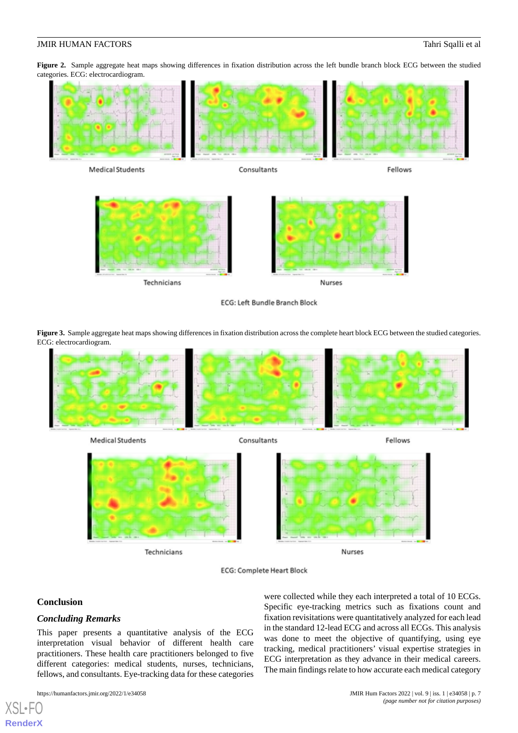**Figure 2.** Sample aggregate heat maps showing differences in fixation distribution across the left bundle branch block ECG between the studied categories. ECG: electrocardiogram.

Medical Students    Consultants    Fellows

Technicians    Nurses

ECG: Left Bundle Branch Block

**Figure 3.** Sample aggregate heat maps showing differences in fixation distribution across the complete heart block ECG between the studied categories. ECG: electrocardiogram.

Medical Students    Consultants    Fellows

Technicians    Nurses

ECG: Complete Heart Block

## Conclusion

### *Concluding Remarks*

This paper presents a quantitative analysis of the ECG interpretation visual behavior of different health care practitioners. These health care practitioners belonged to five different categories: medical students, nurses, technicians, fellows, and consultants. Eye-tracking data for these categories were collected while they each interpreted a total of 10 ECGs. Specific eye-tracking metrics such as fixations count and fixation revisitations were quantitatively analyzed for each lead in the standard 12-lead ECG and across all ECGs. This analysis was done to meet the objective of quantifying, using eye tracking, medical practitioners' visual expertise strategies in ECG interpretation as they advance in their medical careers. The main findings relate to how accurate each medical category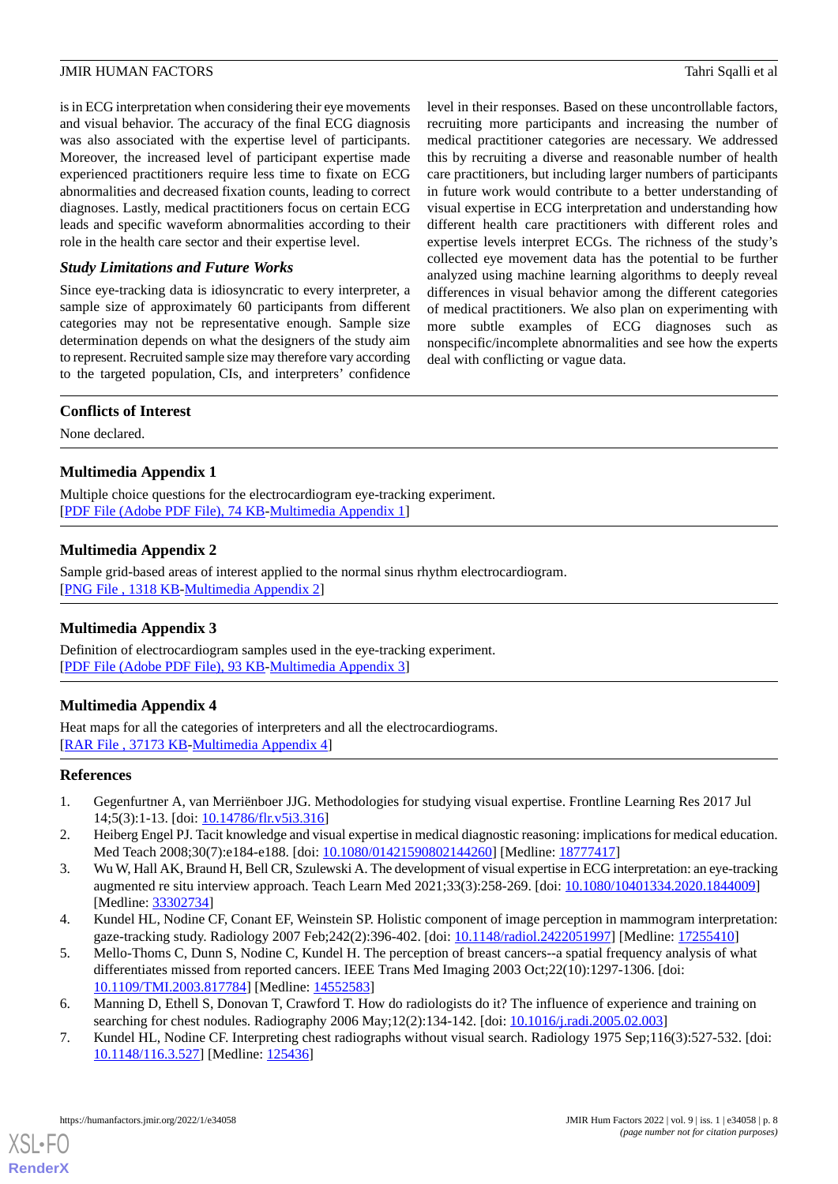is in ECG interpretation when considering their eye movements and visual behavior. The accuracy of the final ECG diagnosis was also associated with the expertise level of participants. Moreover, the increased level of participant expertise made experienced practitioners require less time to fixate on ECG abnormalities and decreased fixation counts, leading to correct diagnoses. Lastly, medical practitioners focus on certain ECG leads and specific waveform abnormalities according to their role in the health care sector and their expertise level.

### Study Limitations and Future Works

Since eye-tracking data is idiosyncratic to every interpreter, a sample size of approximately 60 participants from different categories may not be representative enough. Sample size determination depends on what the designers of the study aim to represent. Recruited sample size may therefore vary according to the targeted population, CIs, and interpreters' confidence level in their responses. Based on these uncontrollable factors, recruiting more participants and increasing the number of medical practitioner categories are necessary. We addressed this by recruiting a diverse and reasonable number of health care practitioners, but including larger numbers of participants in future work would contribute to a better understanding of visual expertise in ECG interpretation and understanding how different health care practitioners with different roles and expertise levels interpret ECGs. The richness of the study's collected eye movement data has the potential to be further analyzed using machine learning algorithms to deeply reveal differences in visual behavior among the different categories of medical practitioners. We also plan on experimenting with more subtle examples of ECG diagnoses such as nonspecific/incomplete abnormalities and see how the experts deal with conflicting or vague data.

## Conflicts of Interest

None declared.

## Multimedia Appendix 1

Multiple choice questions for the electrocardiogram eye-tracking experiment.
[PDF File (Adobe PDF File), 74 KB-Multimedia Appendix 1]

## Multimedia Appendix 2

Sample grid-based areas of interest applied to the normal sinus rhythm electrocardiogram.
[PNG File , 1318 KB-Multimedia Appendix 2]

## Multimedia Appendix 3

Definition of electrocardiogram samples used in the eye-tracking experiment.
[PDF File (Adobe PDF File), 93 KB-Multimedia Appendix 3]

## Multimedia Appendix 4

Heat maps for all the categories of interpreters and all the electrocardiograms.
[RAR File , 37173 KB-Multimedia Appendix 4]

## References

1. Gegenfurtner A, van Merriënboer JJG. Methodologies for studying visual expertise. Frontline Learning Res 2017 Jul 14;5(3):1-13. [doi: 10.14786/flr.v5i3.316]
2. Heiberg Engel PJ. Tacit knowledge and visual expertise in medical diagnostic reasoning: implications for medical education. Med Teach 2008;30(7):e184-e188. [doi: 10.1080/01421590802144260] [Medline: 18777417]
3. Wu W, Hall AK, Braund H, Bell CR, Szulewski A. The development of visual expertise in ECG interpretation: an eye-tracking augmented re situ interview approach. Teach Learn Med 2021;33(3):258-269. [doi: 10.1080/10401334.2020.1844009] [Medline: 33302734]
4. Kundel HL, Nodine CF, Conant EF, Weinstein SP. Holistic component of image perception in mammogram interpretation: gaze-tracking study. Radiology 2007 Feb;242(2):396-402. [doi: 10.1148/radiol.2422051997] [Medline: 17255410]
5. Mello-Thoms C, Dunn S, Nodine C, Kundel H. The perception of breast cancers--a spatial frequency analysis of what differentiates missed from reported cancers. IEEE Trans Med Imaging 2003 Oct;22(10):1297-1306. [doi: 10.1109/TMI.2003.817784] [Medline: 14552583]
6. Manning D, Ethell S, Donovan T, Crawford T. How do radiologists do it? The influence of experience and training on searching for chest nodules. Radiography 2006 May;12(2):134-142. [doi: 10.1016/j.radi.2005.02.003]
7. Kundel HL, Nodine CF. Interpreting chest radiographs without visual search. Radiology 1975 Sep;116(3):527-532. [doi: 10.1148/116.3.527] [Medline: 125436]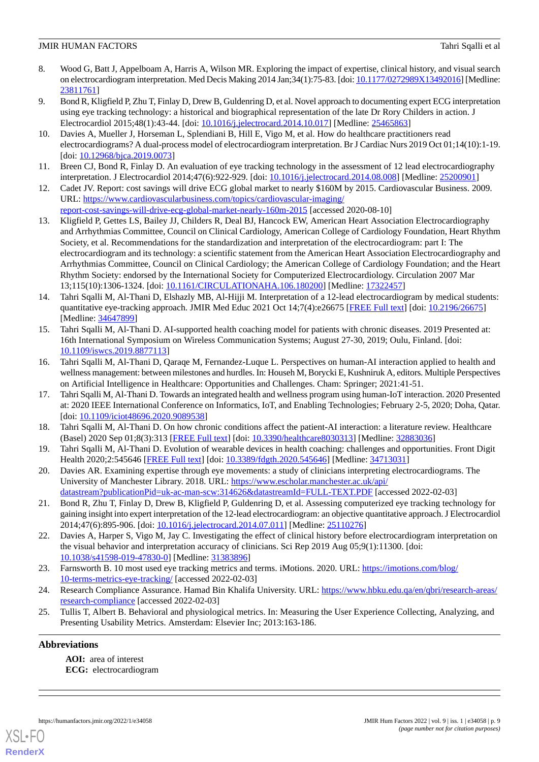8. Wood G, Batt J, Appelboam A, Harris A, Wilson MR. Exploring the impact of expertise, clinical history, and visual search on electrocardiogram interpretation. Med Decis Making 2014 Jan;34(1):75-83. [doi: 10.1177/0272989X13492016] [Medline: 23811761]
9. Bond R, Kligfield P, Zhu T, Finlay D, Drew B, Guldenring D, et al. Novel approach to documenting expert ECG interpretation using eye tracking technology: a historical and biographical representation of the late Dr Rory Childers in action. J Electrocardiol 2015;48(1):43-44. [doi: 10.1016/j.jelectrocard.2014.10.017] [Medline: 25465863]
10. Davies A, Mueller J, Horseman L, Splendiani B, Hill E, Vigo M, et al. How do healthcare practitioners read electrocardiograms? A dual-process model of electrocardiogram interpretation. Br J Cardiac Nurs 2019 Oct 01;14(10):1-19. [doi: 10.12968/bjca.2019.0073]
11. Breen CJ, Bond R, Finlay D. An evaluation of eye tracking technology in the assessment of 12 lead electrocardiography interpretation. J Electrocardiol 2014;47(6):922-929. [doi: 10.1016/j.jelectrocard.2014.08.008] [Medline: 25200901]
12. Cadet JV. Report: cost savings will drive ECG global market to nearly $160M by 2015. Cardiovascular Business. 2009. URL: https://www.cardiovascularbusiness.com/topics/cardiovascular-imaging/report-cost-savings-will-drive-ecg-global-market-nearly-160m-2015 [accessed 2020-08-10]
13. Kligfield P, Gettes LS, Bailey JJ, Childers R, Deal BJ, Hancock EW, American Heart Association Electrocardiography and Arrhythmias Committee, Council on Clinical Cardiology, American College of Cardiology Foundation, Heart Rhythm Society, et al. Recommendations for the standardization and interpretation of the electrocardiogram: part I: The electrocardiogram and its technology: a scientific statement from the American Heart Association Electrocardiography and Arrhythmias Committee, Council on Clinical Cardiology; the American College of Cardiology Foundation; and the Heart Rhythm Society: endorsed by the International Society for Computerized Electrocardiology. Circulation 2007 Mar 13;115(10):1306-1324. [doi: 10.1161/CIRCULATIONAHA.106.180200] [Medline: 17322457]
14. Tahri Sqalli M, Al-Thani D, Elshazly MB, Al-Hijji M. Interpretation of a 12-lead electrocardiogram by medical students: quantitative eye-tracking approach. JMIR Med Educ 2021 Oct 14;7(4):e26675 [FREE Full text] [doi: 10.2196/26675] [Medline: 34647899]
15. Tahri Sqalli M, Al-Thani D. AI-supported health coaching model for patients with chronic diseases. 2019 Presented at: 16th International Symposium on Wireless Communication Systems; August 27-30, 2019; Oulu, Finland. [doi: 10.1109/iswcs.2019.8877113]
16. Tahri Sqalli M, Al-Thani D, Qaraqe M, Fernandez-Luque L. Perspectives on human-AI interaction applied to health and wellness management: between milestones and hurdles. In: Househ M, Borycki E, Kushniruk A, editors. Multiple Perspectives on Artificial Intelligence in Healthcare: Opportunities and Challenges. Cham: Springer; 2021:41-51.
17. Tahri Sqalli M, Al-Thani D. Towards an integrated health and wellness program using human-IoT interaction. 2020 Presented at: 2020 IEEE International Conference on Informatics, IoT, and Enabling Technologies; February 2-5, 2020; Doha, Qatar. [doi: 10.1109/iciot48696.2020.9089538]
18. Tahri Sqalli M, Al-Thani D. On how chronic conditions affect the patient-AI interaction: a literature review. Healthcare (Basel) 2020 Sep 01;8(3):313 [FREE Full text] [doi: 10.3390/healthcare8030313] [Medline: 32883036]
19. Tahri Sqalli M, Al-Thani D. Evolution of wearable devices in health coaching: challenges and opportunities. Front Digit Health 2020;2:545646 [FREE Full text] [doi: 10.3389/fdgth.2020.545646] [Medline: 34713031]
20. Davies AR. Examining expertise through eye movements: a study of clinicians interpreting electrocardiograms. The University of Manchester Library. 2018. URL: https://www.escholar.manchester.ac.uk/api/datastream?publicationPid=uk-ac-man-scw:314626&datastreamId=FULL-TEXT.PDF [accessed 2022-02-03]
21. Bond R, Zhu T, Finlay D, Drew B, Kligfield P, Guldenring D, et al. Assessing computerized eye tracking technology for gaining insight into expert interpretation of the 12-lead electrocardiogram: an objective quantitative approach. J Electrocardiol 2014;47(6):895-906. [doi: 10.1016/j.jelectrocard.2014.07.011] [Medline: 25110276]
22. Davies A, Harper S, Vigo M, Jay C. Investigating the effect of clinical history before electrocardiogram interpretation on the visual behavior and interpretation accuracy of clinicians. Sci Rep 2019 Aug 05;9(1):11300. [doi: 10.1038/s41598-019-47830-0] [Medline: 31383896]
23. Farnsworth B. 10 most used eye tracking metrics and terms. iMotions. 2020. URL: https://imotions.com/blog/10-terms-metrics-eye-tracking/ [accessed 2022-02-03]
24. Research Compliance Assurance. Hamad Bin Khalifa University. URL: https://www.hbku.edu.qa/en/qbri/research-areas/research-compliance [accessed 2022-02-03]
25. Tullis T, Albert B. Behavioral and physiological metrics. In: Measuring the User Experience Collecting, Analyzing, and Presenting Usability Metrics. Amsterdam: Elsevier Inc; 2013:163-186.

## Abbreviations

**AOI:** area of interest
**ECG:** electrocardiogram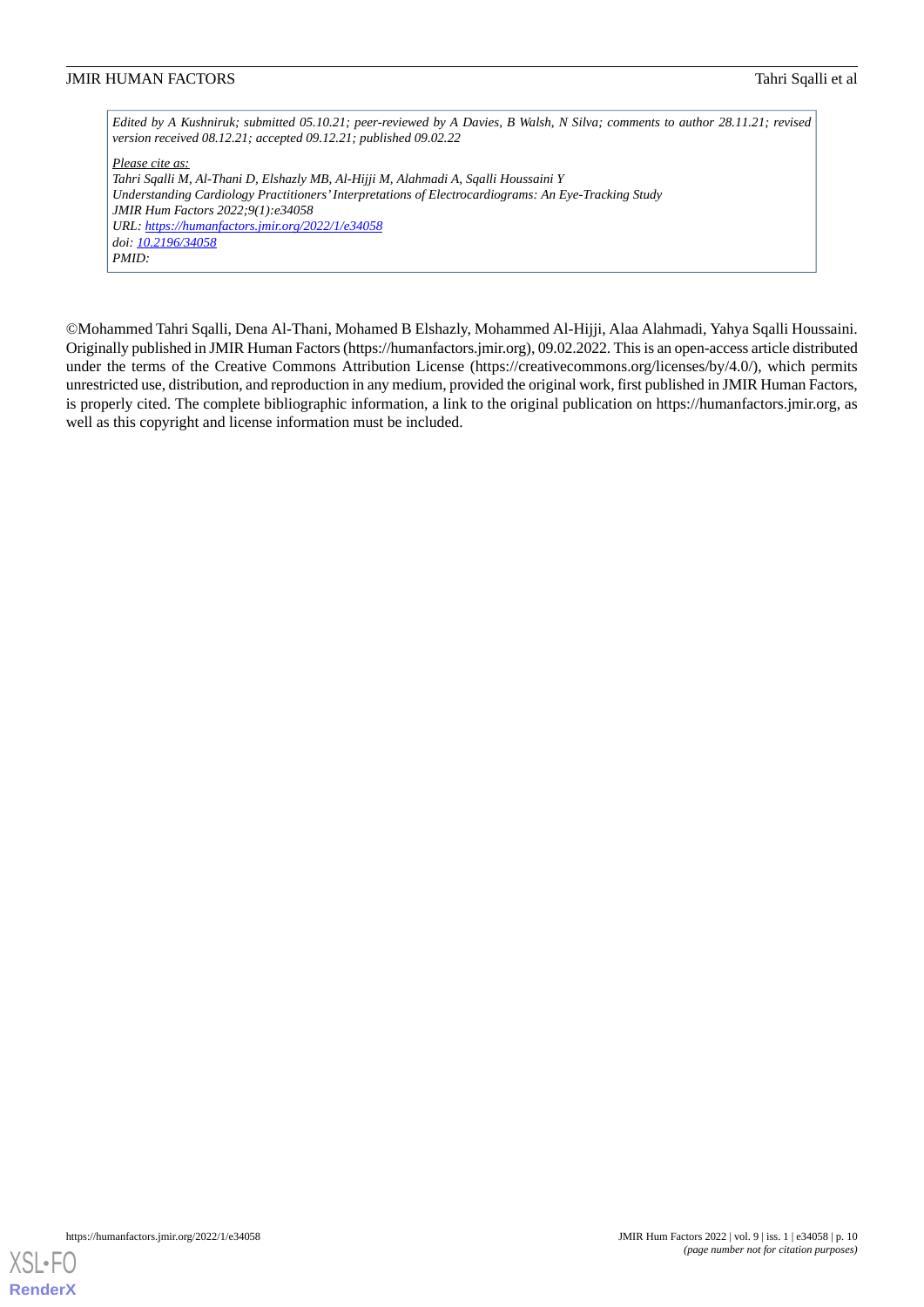*Edited by A Kushniruk; submitted 05.10.21; peer-reviewed by A Davies, B Walsh, N Silva; comments to author 28.11.21; revised version received 08.12.21; accepted 09.12.21; published 09.02.22*

*Please cite as:*
*Tahri Sqalli M, Al-Thani D, Elshazly MB, Al-Hijji M, Alahmadi A, Sqalli Houssaini Y*
*Understanding Cardiology Practitioners' Interpretations of Electrocardiograms: An Eye-Tracking Study*
*JMIR Hum Factors 2022;9(1):e34058*
*URL: [https://humanfactors.jmir.org/2022/1/e34058](https://humanfactors.jmir.org/2022/1/e34058)*
*doi: [10.2196/34058](10.2196/34058)*
*PMID:*

©Mohammed Tahri Sqalli, Dena Al-Thani, Mohamed B Elshazly, Mohammed Al-Hijji, Alaa Alahmadi, Yahya Sqalli Houssaini. Originally published in JMIR Human Factors (https://humanfactors.jmir.org), 09.02.2022. This is an open-access article distributed under the terms of the Creative Commons Attribution License (https://creativecommons.org/licenses/by/4.0/), which permits unrestricted use, distribution, and reproduction in any medium, provided the original work, first published in JMIR Human Factors, is properly cited. The complete bibliographic information, a link to the original publication on https://humanfactors.jmir.org, as well as this copyright and license information must be included.